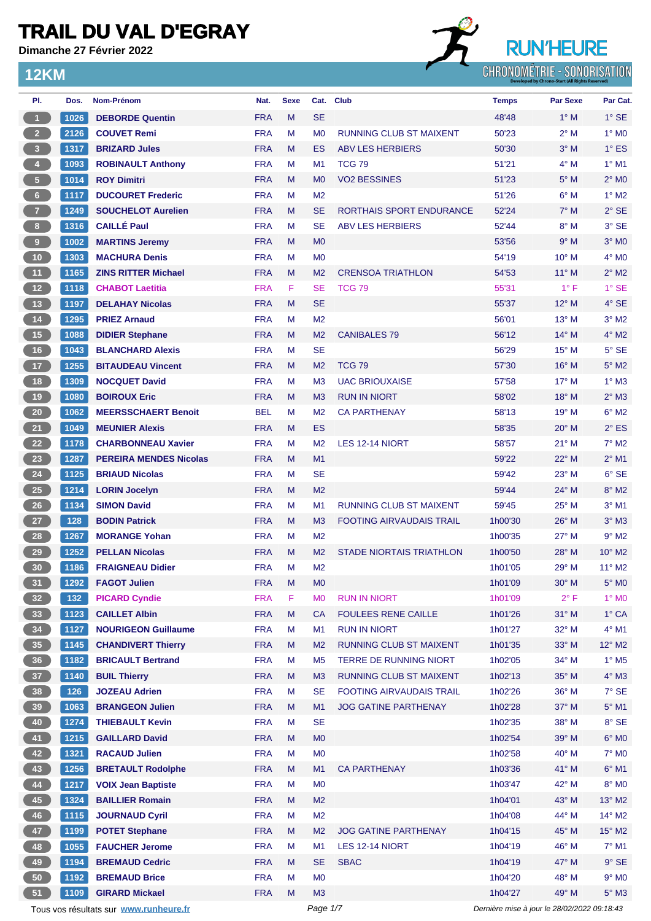# TRAIL DU VAL D'EGRAY

**Dimanche 27 Février 2022**

RUN'HEURE
CHRONOMÉTRIE - SONORISATION

## 12KM

| Pl. | Dos. | Nom-Prénom | Nat. | Sexe | Cat. | Club | Temps | Par Sexe | Par Cat. |
|---|---|---|---|---|---|---|---|---|---|
| 1 | 1026 | **DEBORDE Quentin** | FRA | M | SE | | 48'48 | 1° M | 1° SE |
| 2 | 2126 | **COUVET Remi** | FRA | M | M0 | RUNNING CLUB ST MAIXENT | 50'23 | 2° M | 1° M0 |
| 3 | 1317 | **BRIZARD Jules** | FRA | M | ES | ABV LES HERBIERS | 50'30 | 3° M | 1° ES |
| 4 | 1093 | **ROBINAULT Anthony** | FRA | M | M1 | TCG 79 | 51'21 | 4° M | 1° M1 |
| 5 | 1014 | **ROY Dimitri** | FRA | M | M0 | VO2 BESSINES | 51'23 | 5° M | 2° M0 |
| 6 | 1117 | **DUCOURET Frederic** | FRA | M | M2 | | 51'26 | 6° M | 1° M2 |
| 7 | 1249 | **SOUCHELOT Aurelien** | FRA | M | SE | RORTHAIS SPORT ENDURANCE | 52'24 | 7° M | 2° SE |
| 8 | 1316 | **CAILLÉ Paul** | FRA | M | SE | ABV LES HERBIERS | 52'44 | 8° M | 3° SE |
| 9 | 1002 | **MARTINS Jeremy** | FRA | M | M0 | | 53'56 | 9° M | 3° M0 |
| 10 | 1303 | **MACHURA Denis** | FRA | M | M0 | | 54'19 | 10° M | 4° M0 |
| 11 | 1165 | **ZINS RITTER Michael** | FRA | M | M2 | CRENSOA TRIATHLON | 54'53 | 11° M | 2° M2 |
| 12 | 1118 | **CHABOT Laetitia** | FRA | F | SE | TCG 79 | 55'31 | 1° F | 1° SE |
| 13 | 1197 | **DELAHAY Nicolas** | FRA | M | SE | | 55'37 | 12° M | 4° SE |
| 14 | 1295 | **PRIEZ Arnaud** | FRA | M | M2 | | 56'01 | 13° M | 3° M2 |
| 15 | 1088 | **DIDIER Stephane** | FRA | M | M2 | CANIBALES 79 | 56'12 | 14° M | 4° M2 |
| 16 | 1043 | **BLANCHARD Alexis** | FRA | M | SE | | 56'29 | 15° M | 5° SE |
| 17 | 1255 | **BITAUDEAU Vincent** | FRA | M | M2 | TCG 79 | 57'30 | 16° M | 5° M2 |
| 18 | 1309 | **NOCQUET David** | FRA | M | M3 | UAC BRIOUXAISE | 57'58 | 17° M | 1° M3 |
| 19 | 1080 | **BOIROUX Eric** | FRA | M | M3 | RUN IN NIORT | 58'02 | 18° M | 2° M3 |
| 20 | 1062 | **MEERSSCHAERT Benoit** | BEL | M | M2 | CA PARTHENAY | 58'13 | 19° M | 6° M2 |
| 21 | 1049 | **MEUNIER Alexis** | FRA | M | ES | | 58'35 | 20° M | 2° ES |
| 22 | 1178 | **CHARBONNEAU Xavier** | FRA | M | M2 | LES 12-14 NIORT | 58'57 | 21° M | 7° M2 |
| 23 | 1287 | **PEREIRA MENDES Nicolas** | FRA | M | M1 | | 59'22 | 22° M | 2° M1 |
| 24 | 1125 | **BRIAUD Nicolas** | FRA | M | SE | | 59'42 | 23° M | 6° SE |
| 25 | 1214 | **LORIN Jocelyn** | FRA | M | M2 | | 59'44 | 24° M | 8° M2 |
| 26 | 1134 | **SIMON David** | FRA | M | M1 | RUNNING CLUB ST MAIXENT | 59'45 | 25° M | 3° M1 |
| 27 | 128 | **BODIN Patrick** | FRA | M | M3 | FOOTING AIRVAUDAIS TRAIL | 1h00'30 | 26° M | 3° M3 |
| 28 | 1267 | **MORANGE Yohan** | FRA | M | M2 | | 1h00'35 | 27° M | 9° M2 |
| 29 | 1252 | **PELLAN Nicolas** | FRA | M | M2 | STADE NIORTAIS TRIATHLON | 1h00'50 | 28° M | 10° M2 |
| 30 | 1186 | **FRAIGNEAU Didier** | FRA | M | M2 | | 1h01'05 | 29° M | 11° M2 |
| 31 | 1292 | **FAGOT Julien** | FRA | M | M0 | | 1h01'09 | 30° M | 5° M0 |
| 32 | 132 | **PICARD Cyndie** | FRA | F | M0 | RUN IN NIORT | 1h01'09 | 2° F | 1° M0 |
| 33 | 1123 | **CAILLET Albin** | FRA | M | CA | FOULEES RENE CAILLE | 1h01'26 | 31° M | 1° CA |
| 34 | 1127 | **NOURIGEON Guillaume** | FRA | M | M1 | RUN IN NIORT | 1h01'27 | 32° M | 4° M1 |
| 35 | 1145 | **CHANDIVERT Thierry** | FRA | M | M2 | RUNNING CLUB ST MAIXENT | 1h01'35 | 33° M | 12° M2 |
| 36 | 1182 | **BRICAULT Bertrand** | FRA | M | M5 | TERRE DE RUNNING NIORT | 1h02'05 | 34° M | 1° M5 |
| 37 | 1140 | **BUIL Thierry** | FRA | M | M3 | RUNNING CLUB ST MAIXENT | 1h02'13 | 35° M | 4° M3 |
| 38 | 126 | **JOZEAU Adrien** | FRA | M | SE | FOOTING AIRVAUDAIS TRAIL | 1h02'26 | 36° M | 7° SE |
| 39 | 1063 | **BRANGEON Julien** | FRA | M | M1 | JOG GATINE PARTHENAY | 1h02'28 | 37° M | 5° M1 |
| 40 | 1274 | **THIEBAULT Kevin** | FRA | M | SE | | 1h02'35 | 38° M | 8° SE |
| 41 | 1215 | **GAILLARD David** | FRA | M | M0 | | 1h02'54 | 39° M | 6° M0 |
| 42 | 1321 | **RACAUD Julien** | FRA | M | M0 | | 1h02'58 | 40° M | 7° M0 |
| 43 | 1256 | **BRETAULT Rodolphe** | FRA | M | M1 | CA PARTHENAY | 1h03'36 | 41° M | 6° M1 |
| 44 | 1217 | **VOIX Jean Baptiste** | FRA | M | M0 | | 1h03'47 | 42° M | 8° M0 |
| 45 | 1324 | **BAILLIER Romain** | FRA | M | M2 | | 1h04'01 | 43° M | 13° M2 |
| 46 | 1115 | **JOURNAUD Cyril** | FRA | M | M2 | | 1h04'08 | 44° M | 14° M2 |
| 47 | 1199 | **POTET Stephane** | FRA | M | M2 | JOG GATINE PARTHENAY | 1h04'15 | 45° M | 15° M2 |
| 48 | 1055 | **FAUCHER Jerome** | FRA | M | M1 | LES 12-14 NIORT | 1h04'19 | 46° M | 7° M1 |
| 49 | 1194 | **BREMAUD Cedric** | FRA | M | SE | SBAC | 1h04'19 | 47° M | 9° SE |
| 50 | 1192 | **BREMAUD Brice** | FRA | M | M0 | | 1h04'20 | 48° M | 9° M0 |
| 51 | 1109 | **GIRARD Mickael** | FRA | M | M3 | | 1h04'27 | 49° M | 5° M3 |

Tous vos résultats sur www.runheure.fr

*Dernière mise à jour le 28/02/2022 09:18:43*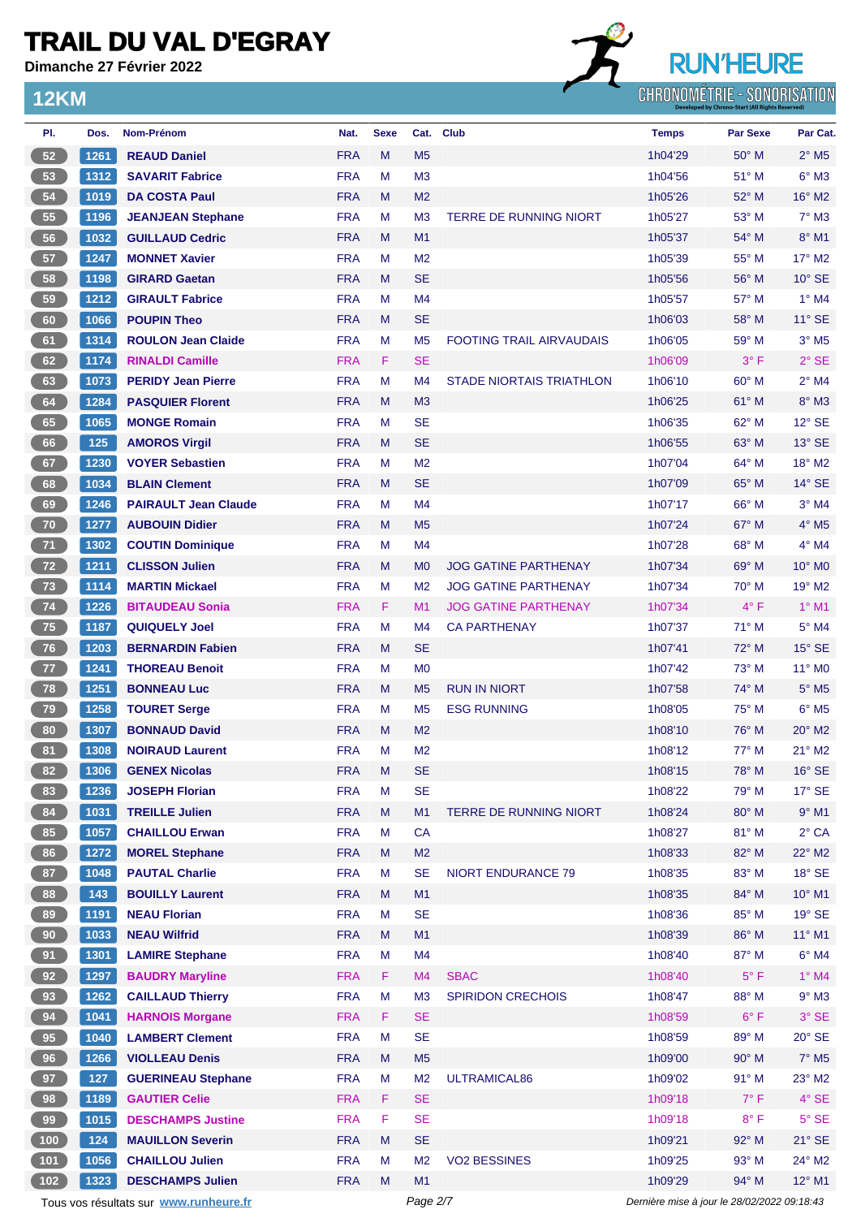# TRAIL DU VAL D'EGRAY

**Dimanche 27 Février 2022**

## 12KM

| Pl. | Dos. | Nom-Prénom | Nat. | Sexe | Cat. | Club | Temps | Par Sexe | Par Cat. |
|---|---|---|---|---|---|---|---|---|---|
| 52 | 1261 | **REAUD Daniel** | FRA | M | M5 | | 1h04'29 | 50° M | 2° M5 |
| 53 | 1312 | **SAVARIT Fabrice** | FRA | M | M3 | | 1h04'56 | 51° M | 6° M3 |
| 54 | 1019 | **DA COSTA Paul** | FRA | M | M2 | | 1h05'26 | 52° M | 16° M2 |
| 55 | 1196 | **JEANJEAN Stephane** | FRA | M | M3 | TERRE DE RUNNING NIORT | 1h05'27 | 53° M | 7° M3 |
| 56 | 1032 | **GUILLAUD Cedric** | FRA | M | M1 | | 1h05'37 | 54° M | 8° M1 |
| 57 | 1247 | **MONNET Xavier** | FRA | M | M2 | | 1h05'39 | 55° M | 17° M2 |
| 58 | 1198 | **GIRARD Gaetan** | FRA | M | SE | | 1h05'56 | 56° M | 10° SE |
| 59 | 1212 | **GIRAULT Fabrice** | FRA | M | M4 | | 1h05'57 | 57° M | 1° M4 |
| 60 | 1066 | **POUPIN Theo** | FRA | M | SE | | 1h06'03 | 58° M | 11° SE |
| 61 | 1314 | **ROULON Jean Claide** | FRA | M | M5 | FOOTING TRAIL AIRVAUDAIS | 1h06'05 | 59° M | 3° M5 |
| 62 | 1174 | **RINALDI Camille** | FRA | F | SE | | 1h06'09 | 3° F | 2° SE |
| 63 | 1073 | **PERIDY Jean Pierre** | FRA | M | M4 | STADE NIORTAIS TRIATHLON | 1h06'10 | 60° M | 2° M4 |
| 64 | 1284 | **PASQUIER Florent** | FRA | M | M3 | | 1h06'25 | 61° M | 8° M3 |
| 65 | 1065 | **MONGE Romain** | FRA | M | SE | | 1h06'35 | 62° M | 12° SE |
| 66 | 125 | **AMOROS Virgil** | FRA | M | SE | | 1h06'55 | 63° M | 13° SE |
| 67 | 1230 | **VOYER Sebastien** | FRA | M | M2 | | 1h07'04 | 64° M | 18° M2 |
| 68 | 1034 | **BLAIN Clement** | FRA | M | SE | | 1h07'09 | 65° M | 14° SE |
| 69 | 1246 | **PAIRAULT Jean Claude** | FRA | M | M4 | | 1h07'17 | 66° M | 3° M4 |
| 70 | 1277 | **AUBOUIN Didier** | FRA | M | M5 | | 1h07'24 | 67° M | 4° M5 |
| 71 | 1302 | **COUTIN Dominique** | FRA | M | M4 | | 1h07'28 | 68° M | 4° M4 |
| 72 | 1211 | **CLISSON Julien** | FRA | M | M0 | JOG GATINE PARTHENAY | 1h07'34 | 69° M | 10° M0 |
| 73 | 1114 | **MARTIN Mickael** | FRA | M | M2 | JOG GATINE PARTHENAY | 1h07'34 | 70° M | 19° M2 |
| 74 | 1226 | **BITAUDEAU Sonia** | FRA | F | M1 | JOG GATINE PARTHENAY | 1h07'34 | 4° F | 1° M1 |
| 75 | 1187 | **QUIQUELY Joel** | FRA | M | M4 | CA PARTHENAY | 1h07'37 | 71° M | 5° M4 |
| 76 | 1203 | **BERNARDIN Fabien** | FRA | M | SE | | 1h07'41 | 72° M | 15° SE |
| 77 | 1241 | **THOREAU Benoit** | FRA | M | M0 | | 1h07'42 | 73° M | 11° M0 |
| 78 | 1251 | **BONNEAU Luc** | FRA | M | M5 | RUN IN NIORT | 1h07'58 | 74° M | 5° M5 |
| 79 | 1258 | **TOURET Serge** | FRA | M | M5 | ESG RUNNING | 1h08'05 | 75° M | 6° M5 |
| 80 | 1307 | **BONNAUD David** | FRA | M | M2 | | 1h08'10 | 76° M | 20° M2 |
| 81 | 1308 | **NOIRAUD Laurent** | FRA | M | M2 | | 1h08'12 | 77° M | 21° M2 |
| 82 | 1306 | **GENEX Nicolas** | FRA | M | SE | | 1h08'15 | 78° M | 16° SE |
| 83 | 1236 | **JOSEPH Florian** | FRA | M | SE | | 1h08'22 | 79° M | 17° SE |
| 84 | 1031 | **TREILLE Julien** | FRA | M | M1 | TERRE DE RUNNING NIORT | 1h08'24 | 80° M | 9° M1 |
| 85 | 1057 | **CHAILLOU Erwan** | FRA | M | CA | | 1h08'27 | 81° M | 2° CA |
| 86 | 1272 | **MOREL Stephane** | FRA | M | M2 | | 1h08'33 | 82° M | 22° M2 |
| 87 | 1048 | **PAUTAL Charlie** | FRA | M | SE | NIORT ENDURANCE 79 | 1h08'35 | 83° M | 18° SE |
| 88 | 143 | **BOUILLY Laurent** | FRA | M | M1 | | 1h08'35 | 84° M | 10° M1 |
| 89 | 1191 | **NEAU Florian** | FRA | M | SE | | 1h08'36 | 85° M | 19° SE |
| 90 | 1033 | **NEAU Wilfrid** | FRA | M | M1 | | 1h08'39 | 86° M | 11° M1 |
| 91 | 1301 | **LAMIRE Stephane** | FRA | M | M4 | | 1h08'40 | 87° M | 6° M4 |
| 92 | 1297 | **BAUDRY Maryline** | FRA | F | M4 | SBAC | 1h08'40 | 5° F | 1° M4 |
| 93 | 1262 | **CAILLAUD Thierry** | FRA | M | M3 | SPIRIDON CRECHOIS | 1h08'47 | 88° M | 9° M3 |
| 94 | 1041 | **HARNOIS Morgane** | FRA | F | SE | | 1h08'59 | 6° F | 3° SE |
| 95 | 1040 | **LAMBERT Clement** | FRA | M | SE | | 1h08'59 | 89° M | 20° SE |
| 96 | 1266 | **VIOLLEAU Denis** | FRA | M | M5 | | 1h09'00 | 90° M | 7° M5 |
| 97 | 127 | **GUERINEAU Stephane** | FRA | M | M2 | ULTRAMICAL86 | 1h09'02 | 91° M | 23° M2 |
| 98 | 1189 | **GAUTIER Celie** | FRA | F | SE | | 1h09'18 | 7° F | 4° SE |
| 99 | 1015 | **DESCHAMPS Justine** | FRA | F | SE | | 1h09'18 | 8° F | 5° SE |
| 100 | 124 | **MAUILLON Severin** | FRA | M | SE | | 1h09'21 | 92° M | 21° SE |
| 101 | 1056 | **CHAILLOU Julien** | FRA | M | M2 | VO2 BESSINES | 1h09'25 | 93° M | 24° M2 |
| 102 | 1323 | **DESCHAMPS Julien** | FRA | M | M1 | | 1h09'29 | 94° M | 12° M1 |

Tous vos résultats sur www.runheure.fr

*Dernière mise à jour le 28/02/2022 09:18:43*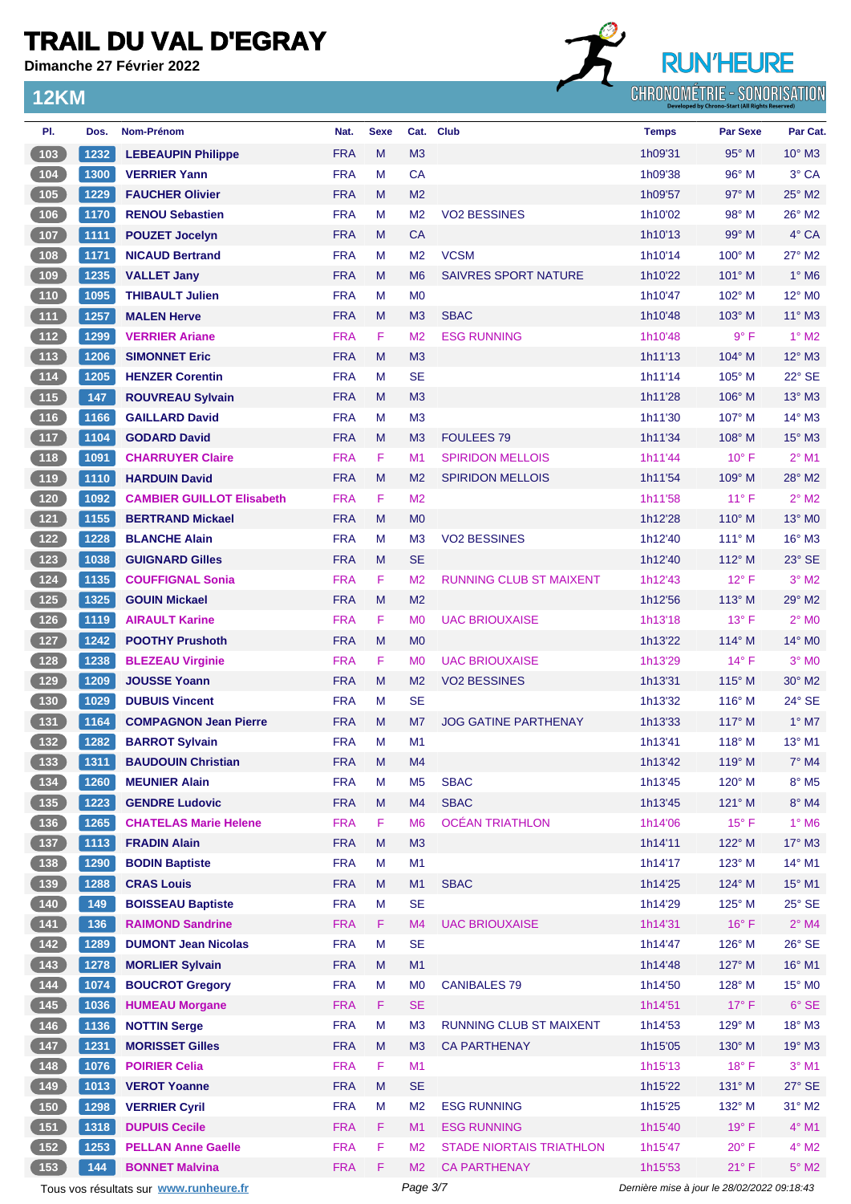# TRAIL DU VAL D'EGRAY

**Dimanche 27 Février 2022**

## 12KM

| Pl. | Dos. | Nom-Prénom | Nat. | Sexe | Cat. | Club | Temps | Par Sexe | Par Cat. |
|---|---|---|---|---|---|---|---|---|---|
| 103 | 1232 | **LEBEAUPIN Philippe** | FRA | M | M3 | | 1h09'31 | 95° M | 10° M3 |
| 104 | 1300 | **VERRIER Yann** | FRA | M | CA | | 1h09'38 | 96° M | 3° CA |
| 105 | 1229 | **FAUCHER Olivier** | FRA | M | M2 | | 1h09'57 | 97° M | 25° M2 |
| 106 | 1170 | **RENOU Sebastien** | FRA | M | M2 | VO2 BESSINES | 1h10'02 | 98° M | 26° M2 |
| 107 | 1111 | **POUZET Jocelyn** | FRA | M | CA | | 1h10'13 | 99° M | 4° CA |
| 108 | 1171 | **NICAUD Bertrand** | FRA | M | M2 | VCSM | 1h10'14 | 100° M | 27° M2 |
| 109 | 1235 | **VALLET Jany** | FRA | M | M6 | SAIVRES SPORT NATURE | 1h10'22 | 101° M | 1° M6 |
| 110 | 1095 | **THIBAULT Julien** | FRA | M | M0 | | 1h10'47 | 102° M | 12° M0 |
| 111 | 1257 | **MALEN Herve** | FRA | M | M3 | SBAC | 1h10'48 | 103° M | 11° M3 |
| 112 | 1299 | **VERRIER Ariane** | FRA | F | M2 | ESG RUNNING | 1h10'48 | 9° F | 1° M2 |
| 113 | 1206 | **SIMONNET Eric** | FRA | M | M3 | | 1h11'13 | 104° M | 12° M3 |
| 114 | 1205 | **HENZER Corentin** | FRA | M | SE | | 1h11'14 | 105° M | 22° SE |
| 115 | 147 | **ROUVREAU Sylvain** | FRA | M | M3 | | 1h11'28 | 106° M | 13° M3 |
| 116 | 1166 | **GAILLARD David** | FRA | M | M3 | | 1h11'30 | 107° M | 14° M3 |
| 117 | 1104 | **GODARD David** | FRA | M | M3 | FOULEES 79 | 1h11'34 | 108° M | 15° M3 |
| 118 | 1091 | **CHARRUYER Claire** | FRA | F | M1 | SPIRIDON MELLOIS | 1h11'44 | 10° F | 2° M1 |
| 119 | 1110 | **HARDUIN David** | FRA | M | M2 | SPIRIDON MELLOIS | 1h11'54 | 109° M | 28° M2 |
| 120 | 1092 | **CAMBIER GUILLOT Elisabeth** | FRA | F | M2 | | 1h11'58 | 11° F | 2° M2 |
| 121 | 1155 | **BERTRAND Mickael** | FRA | M | M0 | | 1h12'28 | 110° M | 13° M0 |
| 122 | 1228 | **BLANCHE Alain** | FRA | M | M3 | VO2 BESSINES | 1h12'40 | 111° M | 16° M3 |
| 123 | 1038 | **GUIGNARD Gilles** | FRA | M | SE | | 1h12'40 | 112° M | 23° SE |
| 124 | 1135 | **COUFFIGNAL Sonia** | FRA | F | M2 | RUNNING CLUB ST MAIXENT | 1h12'43 | 12° F | 3° M2 |
| 125 | 1325 | **GOUIN Mickael** | FRA | M | M2 | | 1h12'56 | 113° M | 29° M2 |
| 126 | 1119 | **AIRAULT Karine** | FRA | F | M0 | UAC BRIOUXAISE | 1h13'18 | 13° F | 2° M0 |
| 127 | 1242 | **POOTHY Prushoth** | FRA | M | M0 | | 1h13'22 | 114° M | 14° M0 |
| 128 | 1238 | **BLEZEAU Virginie** | FRA | F | M0 | UAC BRIOUXAISE | 1h13'29 | 14° F | 3° M0 |
| 129 | 1209 | **JOUSSE Yoann** | FRA | M | M2 | VO2 BESSINES | 1h13'31 | 115° M | 30° M2 |
| 130 | 1029 | **DUBUIS Vincent** | FRA | M | SE | | 1h13'32 | 116° M | 24° SE |
| 131 | 1164 | **COMPAGNON Jean Pierre** | FRA | M | M7 | JOG GATINE PARTHENAY | 1h13'33 | 117° M | 1° M7 |
| 132 | 1282 | **BARROT Sylvain** | FRA | M | M1 | | 1h13'41 | 118° M | 13° M1 |
| 133 | 1311 | **BAUDOUIN Christian** | FRA | M | M4 | | 1h13'42 | 119° M | 7° M4 |
| 134 | 1260 | **MEUNIER Alain** | FRA | M | M5 | SBAC | 1h13'45 | 120° M | 8° M5 |
| 135 | 1223 | **GENDRE Ludovic** | FRA | M | M4 | SBAC | 1h13'45 | 121° M | 8° M4 |
| 136 | 1265 | **CHATELAS Marie Helene** | FRA | F | M6 | OCÉAN TRIATHLON | 1h14'06 | 15° F | 1° M6 |
| 137 | 1113 | **FRADIN Alain** | FRA | M | M3 | | 1h14'11 | 122° M | 17° M3 |
| 138 | 1290 | **BODIN Baptiste** | FRA | M | M1 | | 1h14'17 | 123° M | 14° M1 |
| 139 | 1288 | **CRAS Louis** | FRA | M | M1 | SBAC | 1h14'25 | 124° M | 15° M1 |
| 140 | 149 | **BOISSEAU Baptiste** | FRA | M | SE | | 1h14'29 | 125° M | 25° SE |
| 141 | 136 | **RAIMOND Sandrine** | FRA | F | M4 | UAC BRIOUXAISE | 1h14'31 | 16° F | 2° M4 |
| 142 | 1289 | **DUMONT Jean Nicolas** | FRA | M | SE | | 1h14'47 | 126° M | 26° SE |
| 143 | 1278 | **MORLIER Sylvain** | FRA | M | M1 | | 1h14'48 | 127° M | 16° M1 |
| 144 | 1074 | **BOUCROT Gregory** | FRA | M | M0 | CANIBALES 79 | 1h14'50 | 128° M | 15° M0 |
| 145 | 1036 | **HUMEAU Morgane** | FRA | F | SE | | 1h14'51 | 17° F | 6° SE |
| 146 | 1136 | **NOTTIN Serge** | FRA | M | M3 | RUNNING CLUB ST MAIXENT | 1h14'53 | 129° M | 18° M3 |
| 147 | 1231 | **MORISSET Gilles** | FRA | M | M3 | CA PARTHENAY | 1h15'05 | 130° M | 19° M3 |
| 148 | 1076 | **POIRIER Celia** | FRA | F | M1 | | 1h15'13 | 18° F | 3° M1 |
| 149 | 1013 | **VEROT Yoanne** | FRA | M | SE | | 1h15'22 | 131° M | 27° SE |
| 150 | 1298 | **VERRIER Cyril** | FRA | M | M2 | ESG RUNNING | 1h15'25 | 132° M | 31° M2 |
| 151 | 1318 | **DUPUIS Cecile** | FRA | F | M1 | ESG RUNNING | 1h15'40 | 19° F | 4° M1 |
| 152 | 1253 | **PELLAN Anne Gaelle** | FRA | F | M2 | STADE NIORTAIS TRIATHLON | 1h15'47 | 20° F | 4° M2 |
| 153 | 144 | **BONNET Malvina** | FRA | F | M2 | CA PARTHENAY | 1h15'53 | 21° F | 5° M2 |

Tous vos résultats sur **www.runheure.fr** — *Dernière mise à jour le 28/02/2022 09:18:43*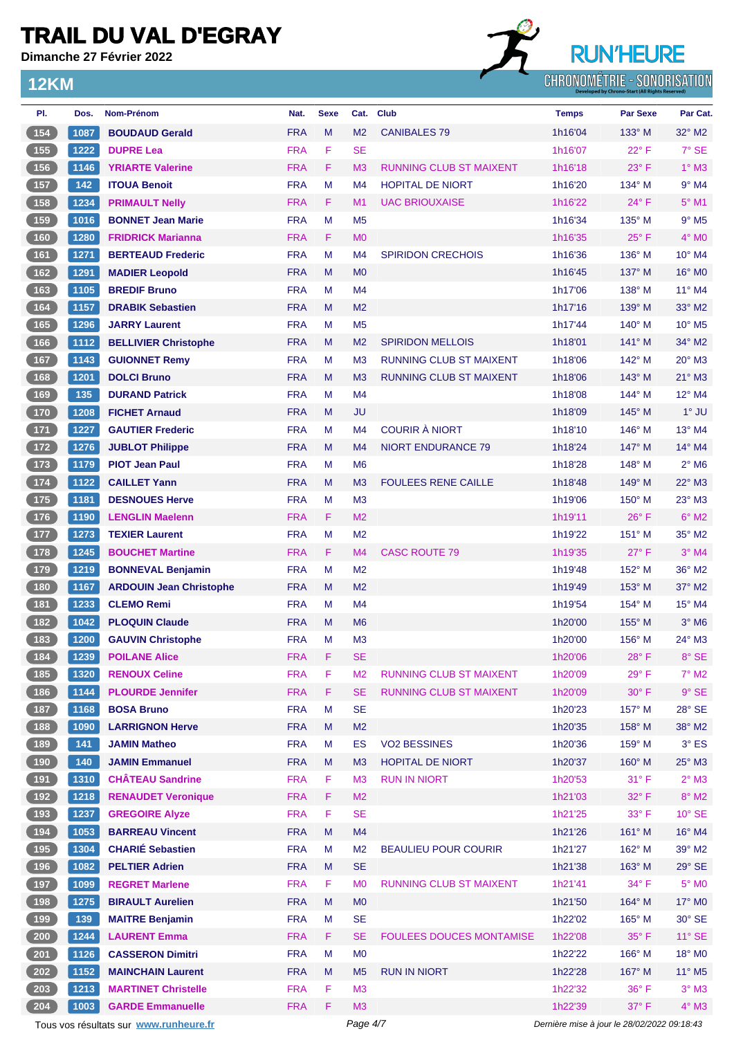# TRAIL DU VAL D'EGRAY

**Dimanche 27 Février 2022**

## 12KM

| Pl. | Dos. | Nom-Prénom | Nat. | Sexe | Cat. | Club | Temps | Par Sexe | Par Cat. |
|---|---|---|---|---|---|---|---|---|---|
| 154 | 1087 | **BOUDAUD Gerald** | FRA | M | M2 | CANIBALES 79 | 1h16'04 | 133° M | 32° M2 |
| 155 | 1222 | **DUPRE Lea** | FRA | F | SE | | 1h16'07 | 22° F | 7° SE |
| 156 | 1146 | **YRIARTE Valerine** | FRA | F | M3 | RUNNING CLUB ST MAIXENT | 1h16'18 | 23° F | 1° M3 |
| 157 | 142 | **ITOUA Benoit** | FRA | M | M4 | HOPITAL DE NIORT | 1h16'20 | 134° M | 9° M4 |
| 158 | 1234 | **PRIMAULT Nelly** | FRA | F | M1 | UAC BRIOUXAISE | 1h16'22 | 24° F | 5° M1 |
| 159 | 1016 | **BONNET Jean Marie** | FRA | M | M5 | | 1h16'34 | 135° M | 9° M5 |
| 160 | 1280 | **FRIDRICK Marianna** | FRA | F | M0 | | 1h16'35 | 25° F | 4° M0 |
| 161 | 1271 | **BERTEAUD Frederic** | FRA | M | M4 | SPIRIDON CRECHOIS | 1h16'36 | 136° M | 10° M4 |
| 162 | 1291 | **MADIER Leopold** | FRA | M | M0 | | 1h16'45 | 137° M | 16° M0 |
| 163 | 1105 | **BREDIF Bruno** | FRA | M | M4 | | 1h17'06 | 138° M | 11° M4 |
| 164 | 1157 | **DRABIK Sebastien** | FRA | M | M2 | | 1h17'16 | 139° M | 33° M2 |
| 165 | 1296 | **JARRY Laurent** | FRA | M | M5 | | 1h17'44 | 140° M | 10° M5 |
| 166 | 1112 | **BELLIVIER Christophe** | FRA | M | M2 | SPIRIDON MELLOIS | 1h18'01 | 141° M | 34° M2 |
| 167 | 1143 | **GUIONNET Remy** | FRA | M | M3 | RUNNING CLUB ST MAIXENT | 1h18'06 | 142° M | 20° M3 |
| 168 | 1201 | **DOLCI Bruno** | FRA | M | M3 | RUNNING CLUB ST MAIXENT | 1h18'06 | 143° M | 21° M3 |
| 169 | 135 | **DURAND Patrick** | FRA | M | M4 | | 1h18'08 | 144° M | 12° M4 |
| 170 | 1208 | **FICHET Arnaud** | FRA | M | JU | | 1h18'09 | 145° M | 1° JU |
| 171 | 1227 | **GAUTIER Frederic** | FRA | M | M4 | COURIR À NIORT | 1h18'10 | 146° M | 13° M4 |
| 172 | 1276 | **JUBLOT Philippe** | FRA | M | M4 | NIORT ENDURANCE 79 | 1h18'24 | 147° M | 14° M4 |
| 173 | 1179 | **PIOT Jean Paul** | FRA | M | M6 | | 1h18'28 | 148° M | 2° M6 |
| 174 | 1122 | **CAILLET Yann** | FRA | M | M3 | FOULEES RENE CAILLE | 1h18'48 | 149° M | 22° M3 |
| 175 | 1181 | **DESNOUES Herve** | FRA | M | M3 | | 1h19'06 | 150° M | 23° M3 |
| 176 | 1190 | **LENGLIN Maelenn** | FRA | F | M2 | | 1h19'11 | 26° F | 6° M2 |
| 177 | 1273 | **TEXIER Laurent** | FRA | M | M2 | | 1h19'22 | 151° M | 35° M2 |
| 178 | 1245 | **BOUCHET Martine** | FRA | F | M4 | CASC ROUTE 79 | 1h19'35 | 27° F | 3° M4 |
| 179 | 1219 | **BONNEVAL Benjamin** | FRA | M | M2 | | 1h19'48 | 152° M | 36° M2 |
| 180 | 1167 | **ARDOUIN Jean Christophe** | FRA | M | M2 | | 1h19'49 | 153° M | 37° M2 |
| 181 | 1233 | **CLEMO Remi** | FRA | M | M4 | | 1h19'54 | 154° M | 15° M4 |
| 182 | 1042 | **PLOQUIN Claude** | FRA | M | M6 | | 1h20'00 | 155° M | 3° M6 |
| 183 | 1200 | **GAUVIN Christophe** | FRA | M | M3 | | 1h20'00 | 156° M | 24° M3 |
| 184 | 1239 | **POILANE Alice** | FRA | F | SE | | 1h20'06 | 28° F | 8° SE |
| 185 | 1320 | **RENOUX Celine** | FRA | F | M2 | RUNNING CLUB ST MAIXENT | 1h20'09 | 29° F | 7° M2 |
| 186 | 1144 | **PLOURDE Jennifer** | FRA | F | SE | RUNNING CLUB ST MAIXENT | 1h20'09 | 30° F | 9° SE |
| 187 | 1168 | **BOSA Bruno** | FRA | M | SE | | 1h20'23 | 157° M | 28° SE |
| 188 | 1090 | **LARRIGNON Herve** | FRA | M | M2 | | 1h20'35 | 158° M | 38° M2 |
| 189 | 141 | **JAMIN Matheo** | FRA | M | ES | VO2 BESSINES | 1h20'36 | 159° M | 3° ES |
| 190 | 140 | **JAMIN Emmanuel** | FRA | M | M3 | HOPITAL DE NIORT | 1h20'37 | 160° M | 25° M3 |
| 191 | 1310 | **CHÂTEAU Sandrine** | FRA | F | M3 | RUN IN NIORT | 1h20'53 | 31° F | 2° M3 |
| 192 | 1218 | **RENAUDET Veronique** | FRA | F | M2 | | 1h21'03 | 32° F | 8° M2 |
| 193 | 1237 | **GREGOIRE Alyze** | FRA | F | SE | | 1h21'25 | 33° F | 10° SE |
| 194 | 1053 | **BARREAU Vincent** | FRA | M | M4 | | 1h21'26 | 161° M | 16° M4 |
| 195 | 1304 | **CHARIÉ Sebastien** | FRA | M | M2 | BEAULIEU POUR COURIR | 1h21'27 | 162° M | 39° M2 |
| 196 | 1082 | **PELTIER Adrien** | FRA | M | SE | | 1h21'38 | 163° M | 29° SE |
| 197 | 1099 | **REGRET Marlene** | FRA | F | M0 | RUNNING CLUB ST MAIXENT | 1h21'41 | 34° F | 5° M0 |
| 198 | 1275 | **BIRAULT Aurelien** | FRA | M | M0 | | 1h21'50 | 164° M | 17° M0 |
| 199 | 139 | **MAITRE Benjamin** | FRA | M | SE | | 1h22'02 | 165° M | 30° SE |
| 200 | 1244 | **LAURENT Emma** | FRA | F | SE | FOULEES DOUCES MONTAMISE | 1h22'08 | 35° F | 11° SE |
| 201 | 1126 | **CASSERON Dimitri** | FRA | M | M0 | | 1h22'22 | 166° M | 18° M0 |
| 202 | 1152 | **MAINCHAIN Laurent** | FRA | M | M5 | RUN IN NIORT | 1h22'28 | 167° M | 11° M5 |
| 203 | 1213 | **MARTINET Christelle** | FRA | F | M3 | | 1h22'32 | 36° F | 3° M3 |
| 204 | 1003 | **GARDE Emmanuelle** | FRA | F | M3 | | 1h22'39 | 37° F | 4° M3 |

Tous vos résultats sur www.runheure.fr

Dernière mise à jour le 28/02/2022 09:18:43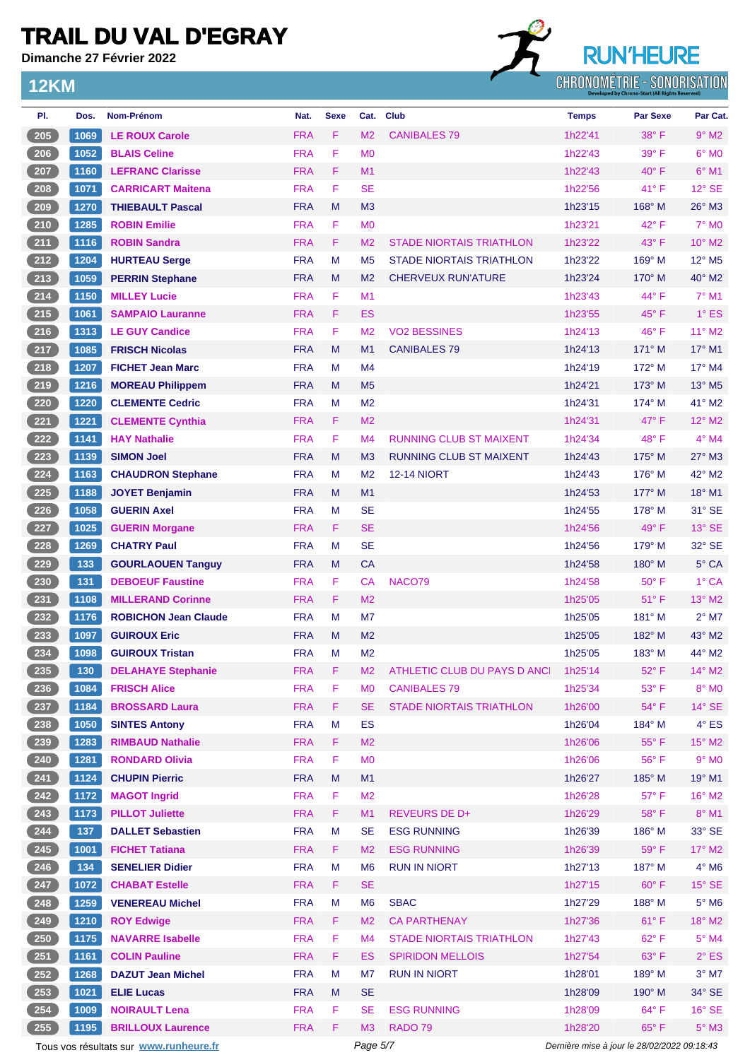# TRAIL DU VAL D'EGRAY

**Dimanche 27 Février 2022**

## 12KM

RUN'HEURE CHRONOMÉTRIE - SONORISATION

| Pl. | Dos. | Nom-Prénom | Nat. | Sexe | Cat. | Club | Temps | Par Sexe | Par Cat. |
|---|---|---|---|---|---|---|---|---|---|
| 205 | 1069 | LE ROUX Carole | FRA | F | M2 | CANIBALES 79 | 1h22'41 | 38° F | 9° M2 |
| 206 | 1052 | BLAIS Celine | FRA | F | M0 | | 1h22'43 | 39° F | 6° M0 |
| 207 | 1160 | LEFRANC Clarisse | FRA | F | M1 | | 1h22'43 | 40° F | 6° M1 |
| 208 | 1071 | CARRICART Maitena | FRA | F | SE | | 1h22'56 | 41° F | 12° SE |
| 209 | 1270 | THIEBAULT Pascal | FRA | M | M3 | | 1h23'15 | 168° M | 26° M3 |
| 210 | 1285 | ROBIN Emilie | FRA | F | M0 | | 1h23'21 | 42° F | 7° M0 |
| 211 | 1116 | ROBIN Sandra | FRA | F | M2 | STADE NIORTAIS TRIATHLON | 1h23'22 | 43° F | 10° M2 |
| 212 | 1204 | HURTEAU Serge | FRA | M | M5 | STADE NIORTAIS TRIATHLON | 1h23'22 | 169° M | 12° M5 |
| 213 | 1059 | PERRIN Stephane | FRA | M | M2 | CHERVEUX RUN'ATURE | 1h23'24 | 170° M | 40° M2 |
| 214 | 1150 | MILLEY Lucie | FRA | F | M1 | | 1h23'43 | 44° F | 7° M1 |
| 215 | 1061 | SAMPAIO Lauranne | FRA | F | ES | | 1h23'55 | 45° F | 1° ES |
| 216 | 1313 | LE GUY Candice | FRA | F | M2 | VO2 BESSINES | 1h24'13 | 46° F | 11° M2 |
| 217 | 1085 | FRISCH Nicolas | FRA | M | M1 | CANIBALES 79 | 1h24'13 | 171° M | 17° M1 |
| 218 | 1207 | FICHET Jean Marc | FRA | M | M4 | | 1h24'19 | 172° M | 17° M4 |
| 219 | 1216 | MOREAU Philippem | FRA | M | M5 | | 1h24'21 | 173° M | 13° M5 |
| 220 | 1220 | CLEMENTE Cedric | FRA | M | M2 | | 1h24'31 | 174° M | 41° M2 |
| 221 | 1221 | CLEMENTE Cynthia | FRA | F | M2 | | 1h24'31 | 47° F | 12° M2 |
| 222 | 1141 | HAY Nathalie | FRA | F | M4 | RUNNING CLUB ST MAIXENT | 1h24'34 | 48° F | 4° M4 |
| 223 | 1139 | SIMON Joel | FRA | M | M3 | RUNNING CLUB ST MAIXENT | 1h24'43 | 175° M | 27° M3 |
| 224 | 1163 | CHAUDRON Stephane | FRA | M | M2 | 12-14 NIORT | 1h24'43 | 176° M | 42° M2 |
| 225 | 1188 | JOYET Benjamin | FRA | M | M1 | | 1h24'53 | 177° M | 18° M1 |
| 226 | 1058 | GUERIN Axel | FRA | M | SE | | 1h24'55 | 178° M | 31° SE |
| 227 | 1025 | GUERIN Morgane | FRA | F | SE | | 1h24'56 | 49° F | 13° SE |
| 228 | 1269 | CHATRY Paul | FRA | M | SE | | 1h24'56 | 179° M | 32° SE |
| 229 | 133 | GOURLAOUEN Tanguy | FRA | M | CA | | 1h24'58 | 180° M | 5° CA |
| 230 | 131 | DEBOEUF Faustine | FRA | F | CA | NACO79 | 1h24'58 | 50° F | 1° CA |
| 231 | 1108 | MILLERAND Corinne | FRA | F | M2 | | 1h25'05 | 51° F | 13° M2 |
| 232 | 1176 | ROBICHON Jean Claude | FRA | M | M7 | | 1h25'05 | 181° M | 2° M7 |
| 233 | 1097 | GUIROUX Eric | FRA | M | M2 | | 1h25'05 | 182° M | 43° M2 |
| 234 | 1098 | GUIROUX Tristan | FRA | M | M2 | | 1h25'05 | 183° M | 44° M2 |
| 235 | 130 | DELAHAYE Stephanie | FRA | F | M2 | ATHLETIC CLUB DU PAYS D ANCI | 1h25'14 | 52° F | 14° M2 |
| 236 | 1084 | FRISCH Alice | FRA | F | M0 | CANIBALES 79 | 1h25'34 | 53° F | 8° M0 |
| 237 | 1184 | BROSSARD Laura | FRA | F | SE | STADE NIORTAIS TRIATHLON | 1h26'00 | 54° F | 14° SE |
| 238 | 1050 | SINTES Antony | FRA | M | ES | | 1h26'04 | 184° M | 4° ES |
| 239 | 1283 | RIMBAUD Nathalie | FRA | F | M2 | | 1h26'06 | 55° F | 15° M2 |
| 240 | 1281 | RONDARD Olivia | FRA | F | M0 | | 1h26'06 | 56° F | 9° M0 |
| 241 | 1124 | CHUPIN Pierric | FRA | M | M1 | | 1h26'27 | 185° M | 19° M1 |
| 242 | 1172 | MAGOT Ingrid | FRA | F | M2 | | 1h26'28 | 57° F | 16° M2 |
| 243 | 1173 | PILLOT Juliette | FRA | F | M1 | REVEURS DE D+ | 1h26'29 | 58° F | 8° M1 |
| 244 | 137 | DALLET Sebastien | FRA | M | SE | ESG RUNNING | 1h26'39 | 186° M | 33° SE |
| 245 | 1001 | FICHET Tatiana | FRA | F | M2 | ESG RUNNING | 1h26'39 | 59° F | 17° M2 |
| 246 | 134 | SENELIER Didier | FRA | M | M6 | RUN IN NIORT | 1h27'13 | 187° M | 4° M6 |
| 247 | 1072 | CHABAT Estelle | FRA | F | SE | | 1h27'15 | 60° F | 15° SE |
| 248 | 1259 | VENEREAU Michel | FRA | M | M6 | SBAC | 1h27'29 | 188° M | 5° M6 |
| 249 | 1210 | ROY Edwige | FRA | F | M2 | CA PARTHENAY | 1h27'36 | 61° F | 18° M2 |
| 250 | 1175 | NAVARRE Isabelle | FRA | F | M4 | STADE NIORTAIS TRIATHLON | 1h27'43 | 62° F | 5° M4 |
| 251 | 1161 | COLIN Pauline | FRA | F | ES | SPIRIDON MELLOIS | 1h27'54 | 63° F | 2° ES |
| 252 | 1268 | DAZUT Jean Michel | FRA | M | M7 | RUN IN NIORT | 1h28'01 | 189° M | 3° M7 |
| 253 | 1021 | ELIE Lucas | FRA | M | SE | | 1h28'09 | 190° M | 34° SE |
| 254 | 1009 | NOIRAULT Lena | FRA | F | SE | ESG RUNNING | 1h28'09 | 64° F | 16° SE |
| 255 | 1195 | BRILLOUX Laurence | FRA | F | M3 | RADO 79 | 1h28'20 | 65° F | 5° M3 |

Tous vos résultats sur www.runheure.fr

Dernière mise à jour le 28/02/2022 09:18:43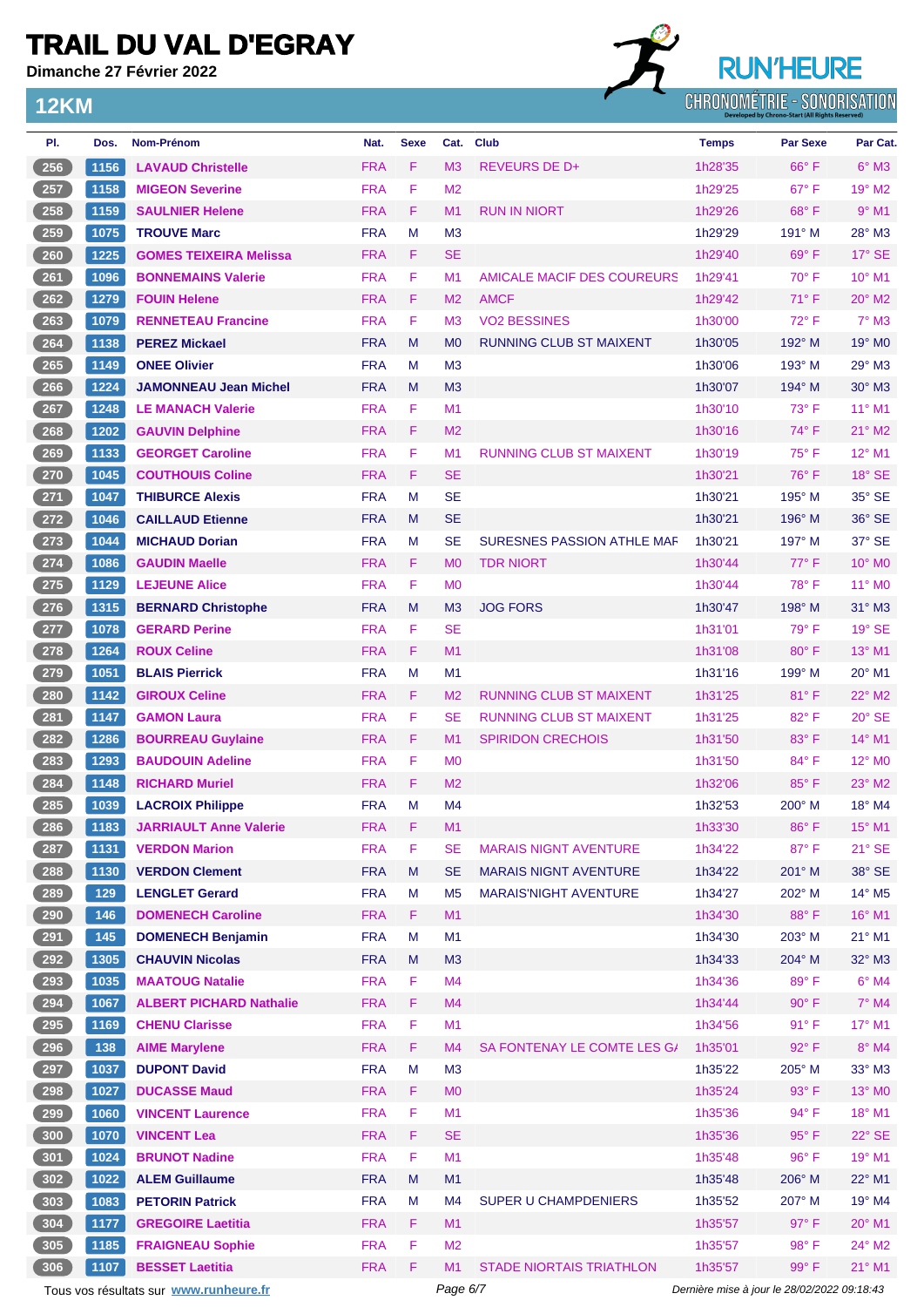# TRAIL DU VAL D'EGRAY

**Dimanche 27 Février 2022**

## 12KM

RUN'HEURE CHRONOMÉTRIE - SONORISATION

| Pl. | Dos. | Nom-Prénom | Nat. | Sexe | Cat. | Club | Temps | Par Sexe | Par Cat. |
|---|---|---|---|---|---|---|---|---|---|
| 256 | 1156 | LAVAUD Christelle | FRA | F | M3 | REVEURS DE D+ | 1h28'35 | 66° F | 6° M3 |
| 257 | 1158 | MIGEON Severine | FRA | F | M2 | | 1h29'25 | 67° F | 19° M2 |
| 258 | 1159 | SAULNIER Helene | FRA | F | M1 | RUN IN NIORT | 1h29'26 | 68° F | 9° M1 |
| 259 | 1075 | TROUVE Marc | FRA | M | M3 | | 1h29'29 | 191° M | 28° M3 |
| 260 | 1225 | GOMES TEIXEIRA Melissa | FRA | F | SE | | 1h29'40 | 69° F | 17° SE |
| 261 | 1096 | BONNEMAINS Valerie | FRA | F | M1 | AMICALE MACIF DES COUREURS | 1h29'41 | 70° F | 10° M1 |
| 262 | 1279 | FOUIN Helene | FRA | F | M2 | AMCF | 1h29'42 | 71° F | 20° M2 |
| 263 | 1079 | RENNETEAU Francine | FRA | F | M3 | VO2 BESSINES | 1h30'00 | 72° F | 7° M3 |
| 264 | 1138 | PEREZ Mickael | FRA | M | M0 | RUNNING CLUB ST MAIXENT | 1h30'05 | 192° M | 19° M0 |
| 265 | 1149 | ONEE Olivier | FRA | M | M3 | | 1h30'06 | 193° M | 29° M3 |
| 266 | 1224 | JAMONNEAU Jean Michel | FRA | M | M3 | | 1h30'07 | 194° M | 30° M3 |
| 267 | 1248 | LE MANACH Valerie | FRA | F | M1 | | 1h30'10 | 73° F | 11° M1 |
| 268 | 1202 | GAUVIN Delphine | FRA | F | M2 | | 1h30'16 | 74° F | 21° M2 |
| 269 | 1133 | GEORGET Caroline | FRA | F | M1 | RUNNING CLUB ST MAIXENT | 1h30'19 | 75° F | 12° M1 |
| 270 | 1045 | COUTHOUIS Coline | FRA | F | SE | | 1h30'21 | 76° F | 18° SE |
| 271 | 1047 | THIBURCE Alexis | FRA | M | SE | | 1h30'21 | 195° M | 35° SE |
| 272 | 1046 | CAILLAUD Etienne | FRA | M | SE | | 1h30'21 | 196° M | 36° SE |
| 273 | 1044 | MICHAUD Dorian | FRA | M | SE | SURESNES PASSION ATHLE MAF | 1h30'21 | 197° M | 37° SE |
| 274 | 1086 | GAUDIN Maelle | FRA | F | M0 | TDR NIORT | 1h30'44 | 77° F | 10° M0 |
| 275 | 1129 | LEJEUNE Alice | FRA | F | M0 | | 1h30'44 | 78° F | 11° M0 |
| 276 | 1315 | BERNARD Christophe | FRA | M | M3 | JOG FORS | 1h30'47 | 198° M | 31° M3 |
| 277 | 1078 | GERARD Perine | FRA | F | SE | | 1h31'01 | 79° F | 19° SE |
| 278 | 1264 | ROUX Celine | FRA | F | M1 | | 1h31'08 | 80° F | 13° M1 |
| 279 | 1051 | BLAIS Pierrick | FRA | M | M1 | | 1h31'16 | 199° M | 20° M1 |
| 280 | 1142 | GIROUX Celine | FRA | F | M2 | RUNNING CLUB ST MAIXENT | 1h31'25 | 81° F | 22° M2 |
| 281 | 1147 | GAMON Laura | FRA | F | SE | RUNNING CLUB ST MAIXENT | 1h31'25 | 82° F | 20° SE |
| 282 | 1286 | BOURREAU Guylaine | FRA | F | M1 | SPIRIDON CRECHOIS | 1h31'50 | 83° F | 14° M1 |
| 283 | 1293 | BAUDOUIN Adeline | FRA | F | M0 | | 1h31'50 | 84° F | 12° M0 |
| 284 | 1148 | RICHARD Muriel | FRA | F | M2 | | 1h32'06 | 85° F | 23° M2 |
| 285 | 1039 | LACROIX Philippe | FRA | M | M4 | | 1h32'53 | 200° M | 18° M4 |
| 286 | 1183 | JARRIAULT Anne Valerie | FRA | F | M1 | | 1h33'30 | 86° F | 15° M1 |
| 287 | 1131 | VERDON Marion | FRA | F | SE | MARAIS NIGNT AVENTURE | 1h34'22 | 87° F | 21° SE |
| 288 | 1130 | VERDON Clement | FRA | M | SE | MARAIS NIGNT AVENTURE | 1h34'22 | 201° M | 38° SE |
| 289 | 129 | LENGLET Gerard | FRA | M | M5 | MARAIS'NIGHT AVENTURE | 1h34'27 | 202° M | 14° M5 |
| 290 | 146 | DOMENECH Caroline | FRA | F | M1 | | 1h34'30 | 88° F | 16° M1 |
| 291 | 145 | DOMENECH Benjamin | FRA | M | M1 | | 1h34'30 | 203° M | 21° M1 |
| 292 | 1305 | CHAUVIN Nicolas | FRA | M | M3 | | 1h34'33 | 204° M | 32° M3 |
| 293 | 1035 | MAATOUG Natalie | FRA | F | M4 | | 1h34'36 | 89° F | 6° M4 |
| 294 | 1067 | ALBERT PICHARD Nathalie | FRA | F | M4 | | 1h34'44 | 90° F | 7° M4 |
| 295 | 1169 | CHENU Clarisse | FRA | F | M1 | | 1h34'56 | 91° F | 17° M1 |
| 296 | 138 | AIME Marylene | FRA | F | M4 | SA FONTENAY LE COMTE LES G/ | 1h35'01 | 92° F | 8° M4 |
| 297 | 1037 | DUPONT David | FRA | M | M3 | | 1h35'22 | 205° M | 33° M3 |
| 298 | 1027 | DUCASSE Maud | FRA | F | M0 | | 1h35'24 | 93° F | 13° M0 |
| 299 | 1060 | VINCENT Laurence | FRA | F | M1 | | 1h35'36 | 94° F | 18° M1 |
| 300 | 1070 | VINCENT Lea | FRA | F | SE | | 1h35'36 | 95° F | 22° SE |
| 301 | 1024 | BRUNOT Nadine | FRA | F | M1 | | 1h35'48 | 96° F | 19° M1 |
| 302 | 1022 | ALEM Guillaume | FRA | M | M1 | | 1h35'48 | 206° M | 22° M1 |
| 303 | 1083 | PETORIN Patrick | FRA | M | M4 | SUPER U CHAMPDENIERS | 1h35'52 | 207° M | 19° M4 |
| 304 | 1177 | GREGOIRE Laetitia | FRA | F | M1 | | 1h35'57 | 97° F | 20° M1 |
| 305 | 1185 | FRAIGNEAU Sophie | FRA | F | M2 | | 1h35'57 | 98° F | 24° M2 |
| 306 | 1107 | BESSET Laetitia | FRA | F | M1 | STADE NIORTAIS TRIATHLON | 1h35'57 | 99° F | 21° M1 |

Tous vos résultats sur www.runheure.fr

Dernière mise à jour le 28/02/2022 09:18:43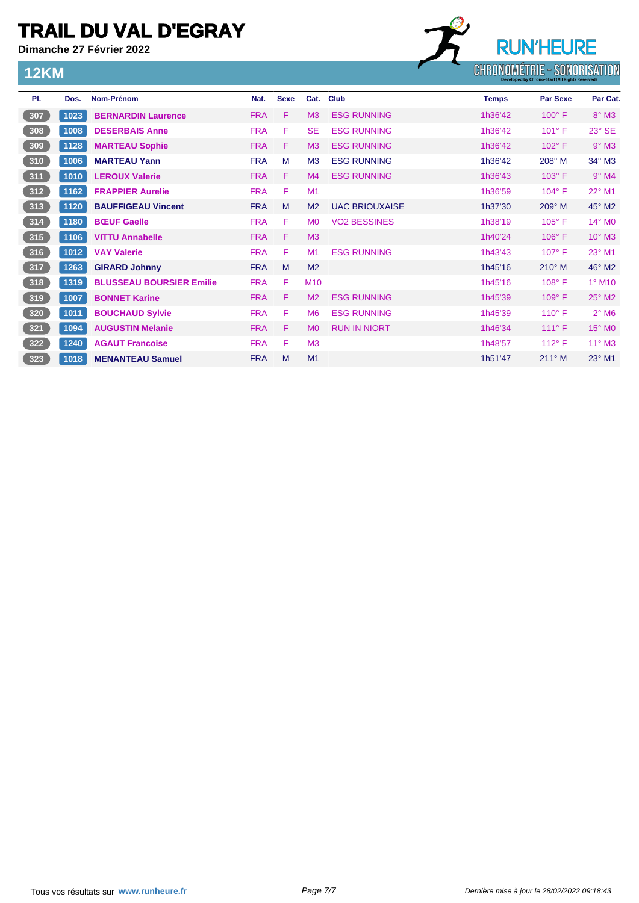# TRAIL DU VAL D'EGRAY

**Dimanche 27 Février 2022**

## 12KM

| Pl. | Dos. | Nom-Prénom | Nat. | Sexe | Cat. | Club | Temps | Par Sexe | Par Cat. |
|---|---|---|---|---|---|---|---|---|---|
| 307 | 1023 | **BERNARDIN Laurence** | FRA | F | M3 | ESG RUNNING | 1h36'42 | 100° F | 8° M3 |
| 308 | 1008 | **DESERBAIS Anne** | FRA | F | SE | ESG RUNNING | 1h36'42 | 101° F | 23° SE |
| 309 | 1128 | **MARTEAU Sophie** | FRA | F | M3 | ESG RUNNING | 1h36'42 | 102° F | 9° M3 |
| 310 | 1006 | **MARTEAU Yann** | FRA | M | M3 | ESG RUNNING | 1h36'42 | 208° M | 34° M3 |
| 311 | 1010 | **LEROUX Valerie** | FRA | F | M4 | ESG RUNNING | 1h36'43 | 103° F | 9° M4 |
| 312 | 1162 | **FRAPPIER Aurelie** | FRA | F | M1 | | 1h36'59 | 104° F | 22° M1 |
| 313 | 1120 | **BAUFFIGEAU Vincent** | FRA | M | M2 | UAC BRIOUXAISE | 1h37'30 | 209° M | 45° M2 |
| 314 | 1180 | **BŒUF Gaelle** | FRA | F | M0 | VO2 BESSINES | 1h38'19 | 105° F | 14° M0 |
| 315 | 1106 | **VITTU Annabelle** | FRA | F | M3 | | 1h40'24 | 106° F | 10° M3 |
| 316 | 1012 | **VAY Valerie** | FRA | F | M1 | ESG RUNNING | 1h43'43 | 107° F | 23° M1 |
| 317 | 1263 | **GIRARD Johnny** | FRA | M | M2 | | 1h45'16 | 210° M | 46° M2 |
| 318 | 1319 | **BLUSSEAU BOURSIER Emilie** | FRA | F | M10 | | 1h45'16 | 108° F | 1° M10 |
| 319 | 1007 | **BONNET Karine** | FRA | F | M2 | ESG RUNNING | 1h45'39 | 109° F | 25° M2 |
| 320 | 1011 | **BOUCHAUD Sylvie** | FRA | F | M6 | ESG RUNNING | 1h45'39 | 110° F | 2° M6 |
| 321 | 1094 | **AUGUSTIN Melanie** | FRA | F | M0 | RUN IN NIORT | 1h46'34 | 111° F | 15° M0 |
| 322 | 1240 | **AGAUT Francoise** | FRA | F | M3 | | 1h48'57 | 112° F | 11° M3 |
| 323 | 1018 | **MENANTEAU Samuel** | FRA | M | M1 | | 1h51'47 | 211° M | 23° M1 |

Tous vos résultats sur www.runheure.fr

*Dernière mise à jour le 28/02/2022 09:18:43*